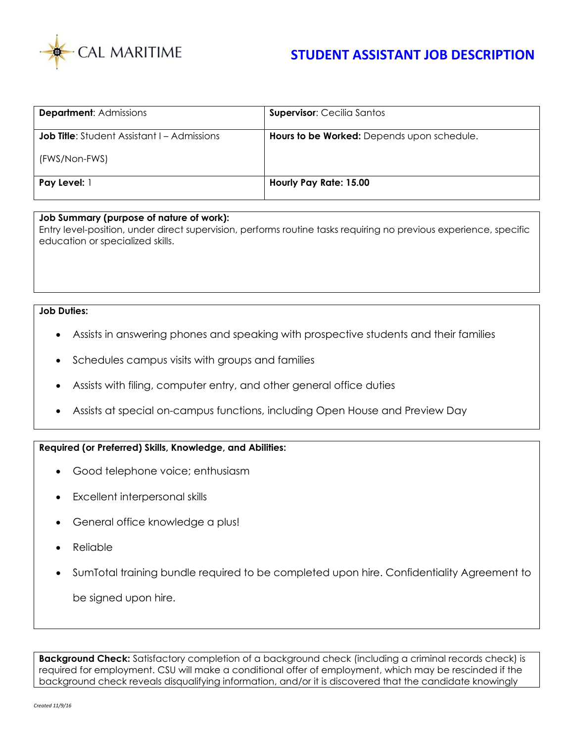CAL MARITIME

# STUDENT ASSISTANT JOB DESCRIPTION

| | |
|---|---|
| **Department**: Admissions | **Supervisor**: Cecilia Santos |
| **Job Title**: Student Assistant I – Admissions (FWS/Non-FWS) | **Hours to be Worked:** Depends upon schedule. |
| **Pay Level:** 1 | **Hourly Pay Rate: 15.00** |

**Job Summary (purpose of nature of work):**
Entry level-position, under direct supervision, performs routine tasks requiring no previous experience, specific education or specialized skills.

**Job Duties:**

- Assists in answering phones and speaking with prospective students and their families
- Schedules campus visits with groups and families
- Assists with filing, computer entry, and other general office duties
- Assists at special on-campus functions, including Open House and Preview Day

**Required (or Preferred) Skills, Knowledge, and Abilities:**

- Good telephone voice; enthusiasm
- Excellent interpersonal skills
- General office knowledge a plus!
- Reliable
- SumTotal training bundle required to be completed upon hire. Confidentiality Agreement to be signed upon hire.

**Background Check:** Satisfactory completion of a background check (including a criminal records check) is required for employment. CSU will make a conditional offer of employment, which may be rescinded if the background check reveals disqualifying information, and/or it is discovered that the candidate knowingly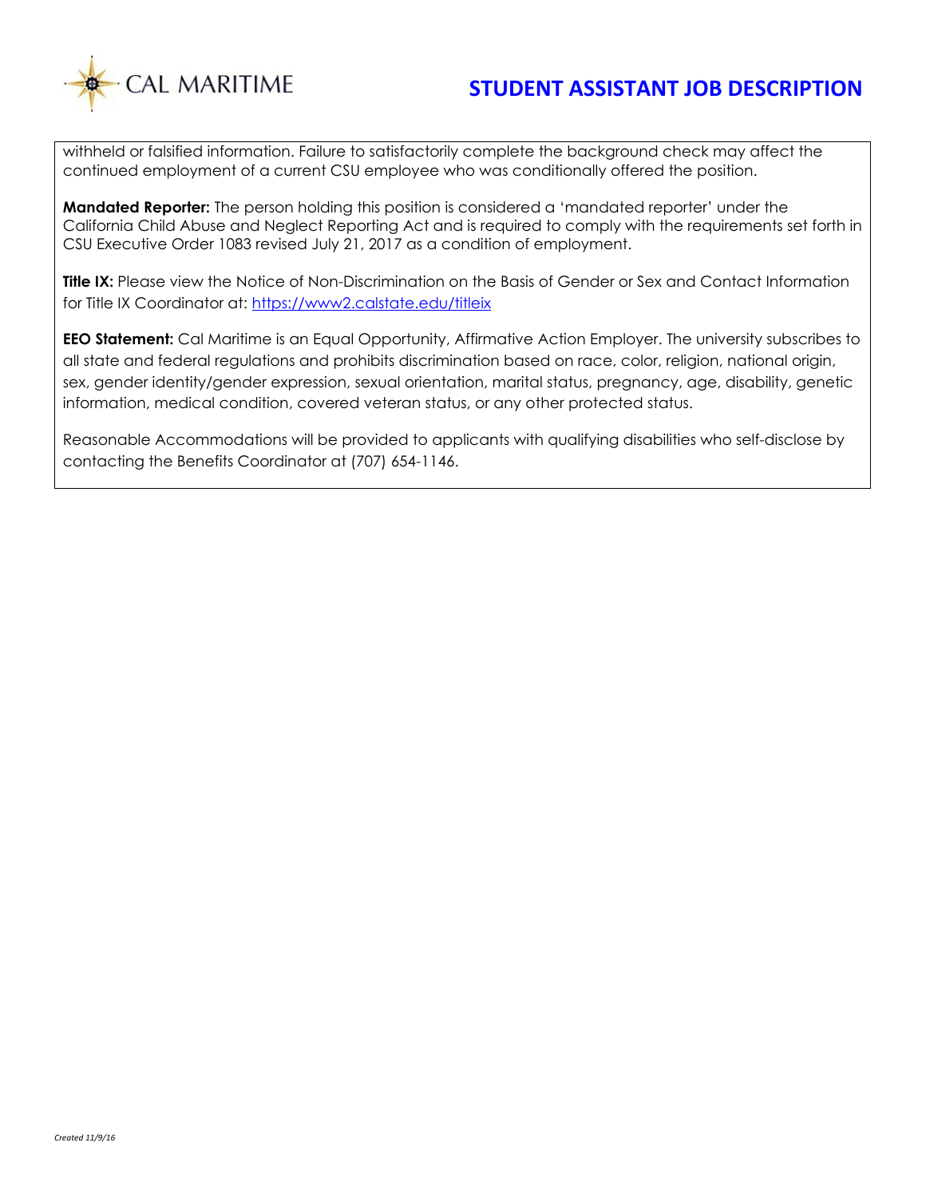withheld or falsified information. Failure to satisfactorily complete the background check may affect the continued employment of a current CSU employee who was conditionally offered the position.

**Mandated Reporter:** The person holding this position is considered a 'mandated reporter' under the California Child Abuse and Neglect Reporting Act and is required to comply with the requirements set forth in CSU Executive Order 1083 revised July 21, 2017 as a condition of employment.

**Title IX:** Please view the Notice of Non-Discrimination on the Basis of Gender or Sex and Contact Information for Title IX Coordinator at: https://www2.calstate.edu/titleix

**EEO Statement:** Cal Maritime is an Equal Opportunity, Affirmative Action Employer. The university subscribes to all state and federal regulations and prohibits discrimination based on race, color, religion, national origin, sex, gender identity/gender expression, sexual orientation, marital status, pregnancy, age, disability, genetic information, medical condition, covered veteran status, or any other protected status.

Reasonable Accommodations will be provided to applicants with qualifying disabilities who self-disclose by contacting the Benefits Coordinator at (707) 654-1146.